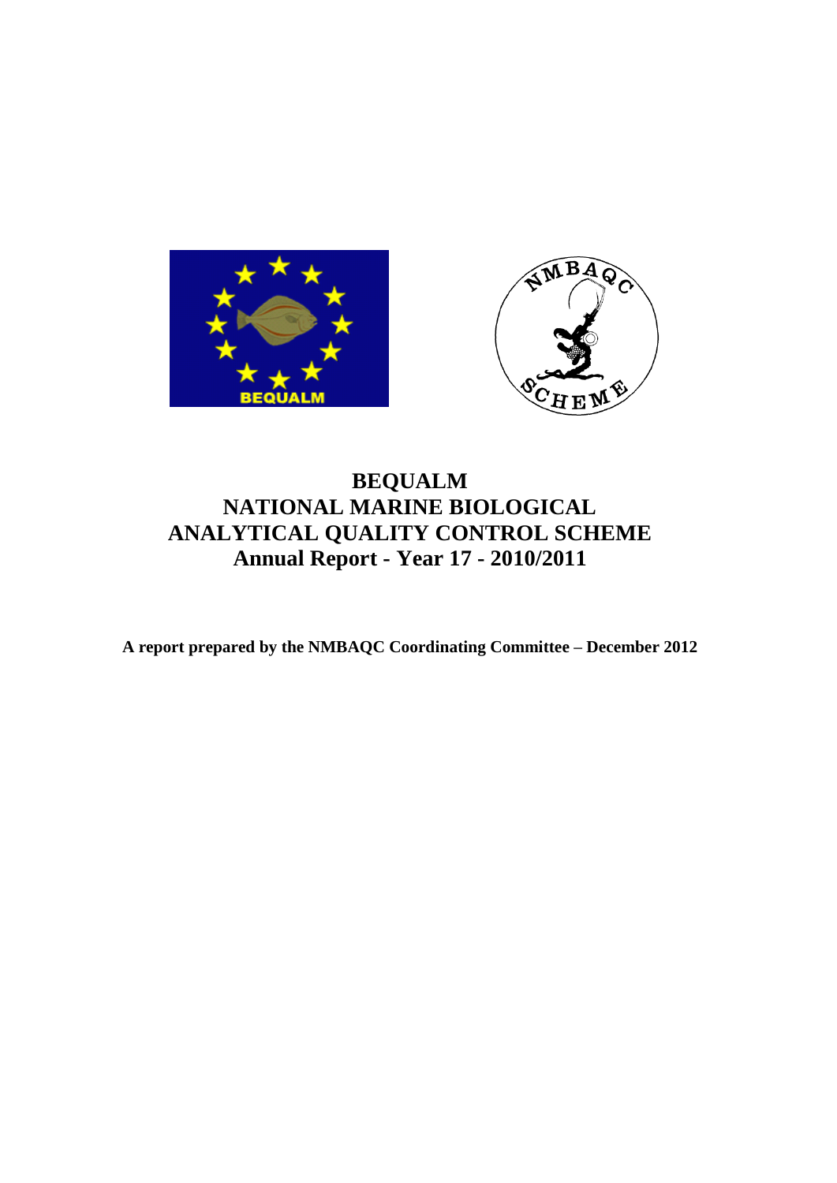# BEQUALM
# NATIONAL MARINE BIOLOGICAL ANALYTICAL QUALITY CONTROL SCHEME
# Annual Report - Year 17 - 2010/2011

**A report prepared by the NMBAQC Coordinating Committee – December 2012**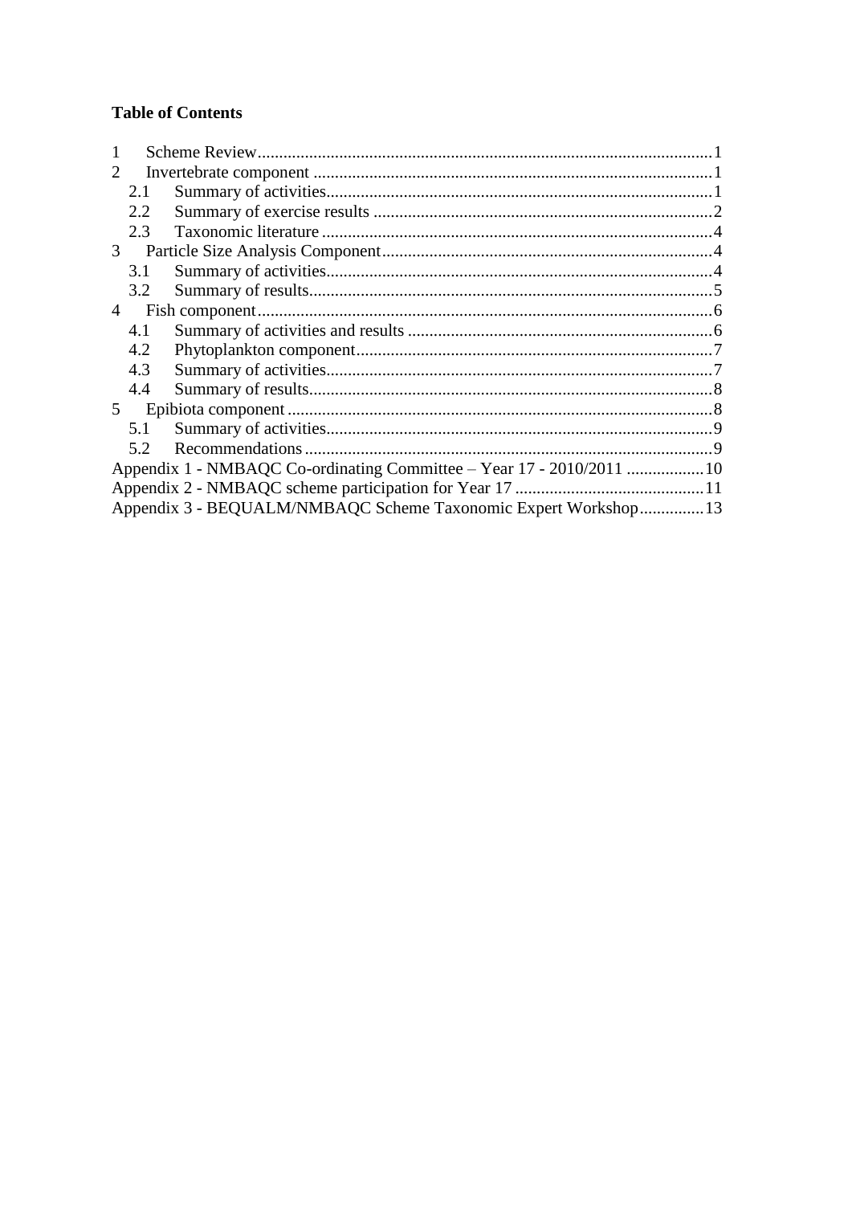**Table of Contents**

1 Scheme Review ........................................................................................................1
2 Invertebrate component ...........................................................................................1
   2.1 Summary of activities ........................................................................................1
   2.2 Summary of exercise results ..............................................................................2
   2.3 Taxonomic literature ..........................................................................................4
3 Particle Size Analysis Component ............................................................................4
   3.1 Summary of activities ........................................................................................4
   3.2 Summary of results.............................................................................................5
4 Fish component .........................................................................................................6
   4.1 Summary of activities and results ......................................................................6
   4.2 Phytoplankton component..................................................................................7
   4.3 Summary of activities.........................................................................................7
   4.4 Summary of results.............................................................................................8
5 Epibiota component ...................................................................................................8
   5.1 Summary of activities.........................................................................................9
   5.2 Recommendations ..............................................................................................9
Appendix 1 - NMBAQC Co-ordinating Committee – Year 17 - 2010/2011 ..................10
Appendix 2 - NMBAQC scheme participation for Year 17 ............................................11
Appendix 3 - BEQUALM/NMBAQC Scheme Taxonomic Expert Workshop ...............13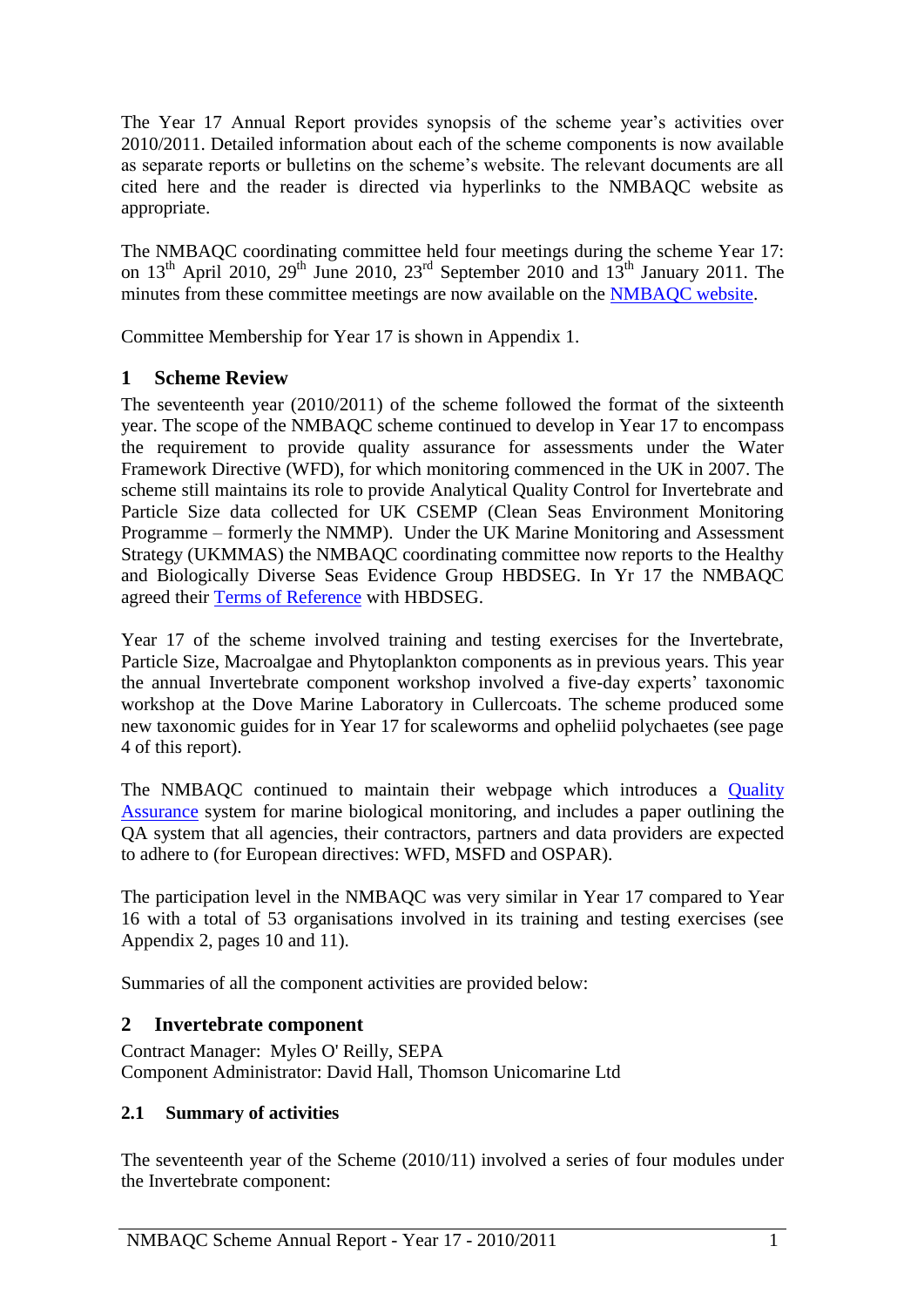The Year 17 Annual Report provides synopsis of the scheme year's activities over 2010/2011. Detailed information about each of the scheme components is now available as separate reports or bulletins on the scheme's website. The relevant documents are all cited here and the reader is directed via hyperlinks to the NMBAQC website as appropriate.

The NMBAQC coordinating committee held four meetings during the scheme Year 17: on 13th April 2010, 29th June 2010, 23rd September 2010 and 13th January 2011. The minutes from these committee meetings are now available on the NMBAQC website.

Committee Membership for Year 17 is shown in Appendix 1.

## 1 Scheme Review

The seventeenth year (2010/2011) of the scheme followed the format of the sixteenth year. The scope of the NMBAQC scheme continued to develop in Year 17 to encompass the requirement to provide quality assurance for assessments under the Water Framework Directive (WFD), for which monitoring commenced in the UK in 2007. The scheme still maintains its role to provide Analytical Quality Control for Invertebrate and Particle Size data collected for UK CSEMP (Clean Seas Environment Monitoring Programme – formerly the NMMP). Under the UK Marine Monitoring and Assessment Strategy (UKMMAS) the NMBAQC coordinating committee now reports to the Healthy and Biologically Diverse Seas Evidence Group HBDSEG. In Yr 17 the NMBAQC agreed their Terms of Reference with HBDSEG.

Year 17 of the scheme involved training and testing exercises for the Invertebrate, Particle Size, Macroalgae and Phytoplankton components as in previous years. This year the annual Invertebrate component workshop involved a five-day experts' taxonomic workshop at the Dove Marine Laboratory in Cullercoats. The scheme produced some new taxonomic guides for in Year 17 for scaleworms and opheliid polychaetes (see page 4 of this report).

The NMBAQC continued to maintain their webpage which introduces a Quality Assurance system for marine biological monitoring, and includes a paper outlining the QA system that all agencies, their contractors, partners and data providers are expected to adhere to (for European directives: WFD, MSFD and OSPAR).

The participation level in the NMBAQC was very similar in Year 17 compared to Year 16 with a total of 53 organisations involved in its training and testing exercises (see Appendix 2, pages 10 and 11).

Summaries of all the component activities are provided below:

## 2 Invertebrate component

Contract Manager: Myles O' Reilly, SEPA
Component Administrator: David Hall, Thomson Unicomarine Ltd

### 2.1 Summary of activities

The seventeenth year of the Scheme (2010/11) involved a series of four modules under the Invertebrate component: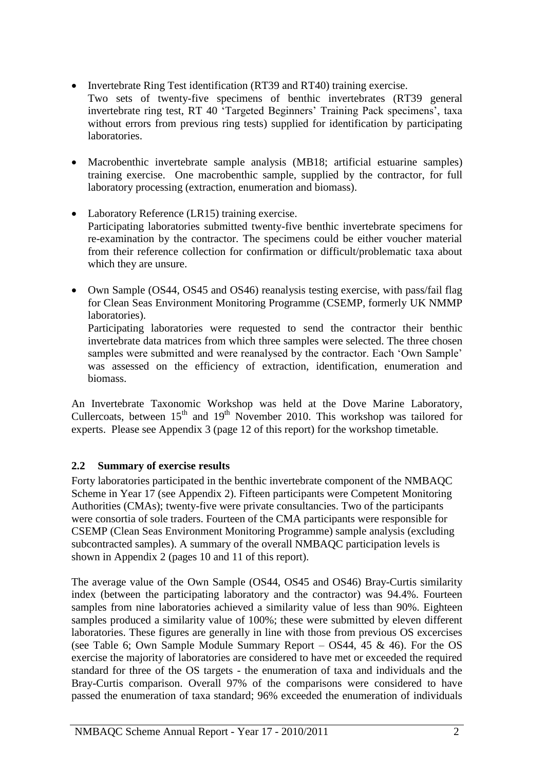- Invertebrate Ring Test identification (RT39 and RT40) training exercise.
  Two sets of twenty-five specimens of benthic invertebrates (RT39 general invertebrate ring test, RT 40 'Targeted Beginners' Training Pack specimens', taxa without errors from previous ring tests) supplied for identification by participating laboratories.

- Macrobenthic invertebrate sample analysis (MB18; artificial estuarine samples) training exercise. One macrobenthic sample, supplied by the contractor, for full laboratory processing (extraction, enumeration and biomass).

- Laboratory Reference (LR15) training exercise.
  Participating laboratories submitted twenty-five benthic invertebrate specimens for re-examination by the contractor. The specimens could be either voucher material from their reference collection for confirmation or difficult/problematic taxa about which they are unsure.

- Own Sample (OS44, OS45 and OS46) reanalysis testing exercise, with pass/fail flag for Clean Seas Environment Monitoring Programme (CSEMP, formerly UK NMMP laboratories).
  Participating laboratories were requested to send the contractor their benthic invertebrate data matrices from which three samples were selected. The three chosen samples were submitted and were reanalysed by the contractor. Each 'Own Sample' was assessed on the efficiency of extraction, identification, enumeration and biomass.

An Invertebrate Taxonomic Workshop was held at the Dove Marine Laboratory, Cullercoats, between 15th and 19th November 2010. This workshop was tailored for experts. Please see Appendix 3 (page 12 of this report) for the workshop timetable.

### 2.2 Summary of exercise results

Forty laboratories participated in the benthic invertebrate component of the NMBAQC Scheme in Year 17 (see Appendix 2). Fifteen participants were Competent Monitoring Authorities (CMAs); twenty-five were private consultancies. Two of the participants were consortia of sole traders. Fourteen of the CMA participants were responsible for CSEMP (Clean Seas Environment Monitoring Programme) sample analysis (excluding subcontracted samples). A summary of the overall NMBAQC participation levels is shown in Appendix 2 (pages 10 and 11 of this report).

The average value of the Own Sample (OS44, OS45 and OS46) Bray-Curtis similarity index (between the participating laboratory and the contractor) was 94.4%. Fourteen samples from nine laboratories achieved a similarity value of less than 90%. Eighteen samples produced a similarity value of 100%; these were submitted by eleven different laboratories. These figures are generally in line with those from previous OS excercises (see Table 6; Own Sample Module Summary Report – OS44, 45 & 46). For the OS exercise the majority of laboratories are considered to have met or exceeded the required standard for three of the OS targets - the enumeration of taxa and individuals and the Bray-Curtis comparison. Overall 97% of the comparisons were considered to have passed the enumeration of taxa standard; 96% exceeded the enumeration of individuals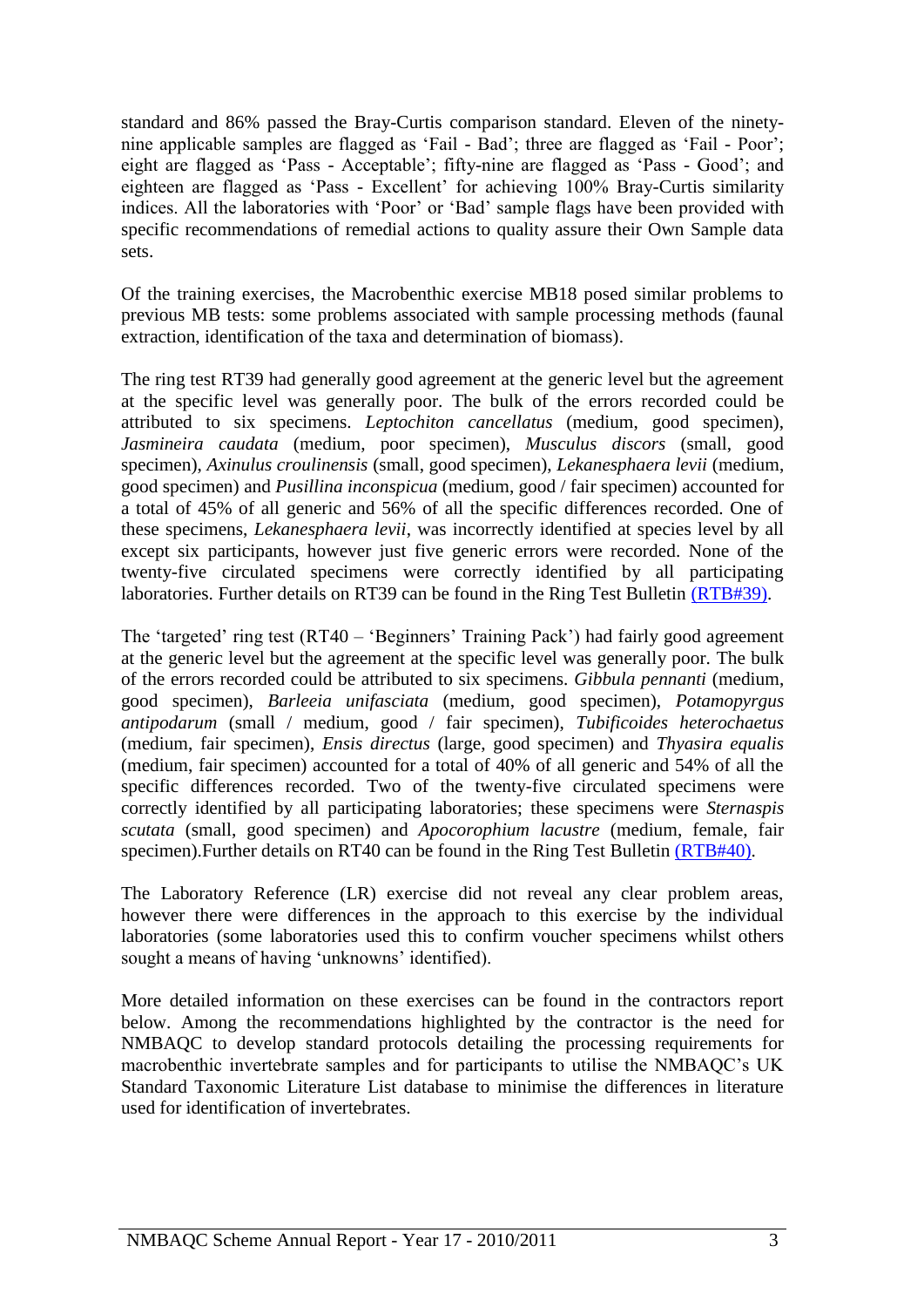standard and 86% passed the Bray-Curtis comparison standard. Eleven of the ninety-nine applicable samples are flagged as 'Fail - Bad'; three are flagged as 'Fail - Poor'; eight are flagged as 'Pass - Acceptable'; fifty-nine are flagged as 'Pass - Good'; and eighteen are flagged as 'Pass - Excellent' for achieving 100% Bray-Curtis similarity indices. All the laboratories with 'Poor' or 'Bad' sample flags have been provided with specific recommendations of remedial actions to quality assure their Own Sample data sets.

Of the training exercises, the Macrobenthic exercise MB18 posed similar problems to previous MB tests: some problems associated with sample processing methods (faunal extraction, identification of the taxa and determination of biomass).

The ring test RT39 had generally good agreement at the generic level but the agreement at the specific level was generally poor. The bulk of the errors recorded could be attributed to six specimens. *Leptochiton cancellatus* (medium, good specimen), *Jasmineira caudata* (medium, poor specimen), *Musculus discors* (small, good specimen), *Axinulus croulinensis* (small, good specimen), *Lekanesphaera levii* (medium, good specimen) and *Pusillina inconspicua* (medium, good / fair specimen) accounted for a total of 45% of all generic and 56% of all the specific differences recorded. One of these specimens, *Lekanesphaera levii*, was incorrectly identified at species level by all except six participants, however just five generic errors were recorded. None of the twenty-five circulated specimens were correctly identified by all participating laboratories. Further details on RT39 can be found in the Ring Test Bulletin (RTB#39).

The 'targeted' ring test (RT40 – 'Beginners' Training Pack') had fairly good agreement at the generic level but the agreement at the specific level was generally poor. The bulk of the errors recorded could be attributed to six specimens. *Gibbula pennanti* (medium, good specimen), *Barleeia unifasciata* (medium, good specimen), *Potamopyrgus antipodarum* (small / medium, good / fair specimen), *Tubificoides heterochaetus* (medium, fair specimen), *Ensis directus* (large, good specimen) and *Thyasira equalis* (medium, fair specimen) accounted for a total of 40% of all generic and 54% of all the specific differences recorded. Two of the twenty-five circulated specimens were correctly identified by all participating laboratories; these specimens were *Sternaspis scutata* (small, good specimen) and *Apocorophium lacustre* (medium, female, fair specimen).Further details on RT40 can be found in the Ring Test Bulletin (RTB#40).

The Laboratory Reference (LR) exercise did not reveal any clear problem areas, however there were differences in the approach to this exercise by the individual laboratories (some laboratories used this to confirm voucher specimens whilst others sought a means of having 'unknowns' identified).

More detailed information on these exercises can be found in the contractors report below. Among the recommendations highlighted by the contractor is the need for NMBAQC to develop standard protocols detailing the processing requirements for macrobenthic invertebrate samples and for participants to utilise the NMBAQC's UK Standard Taxonomic Literature List database to minimise the differences in literature used for identification of invertebrates.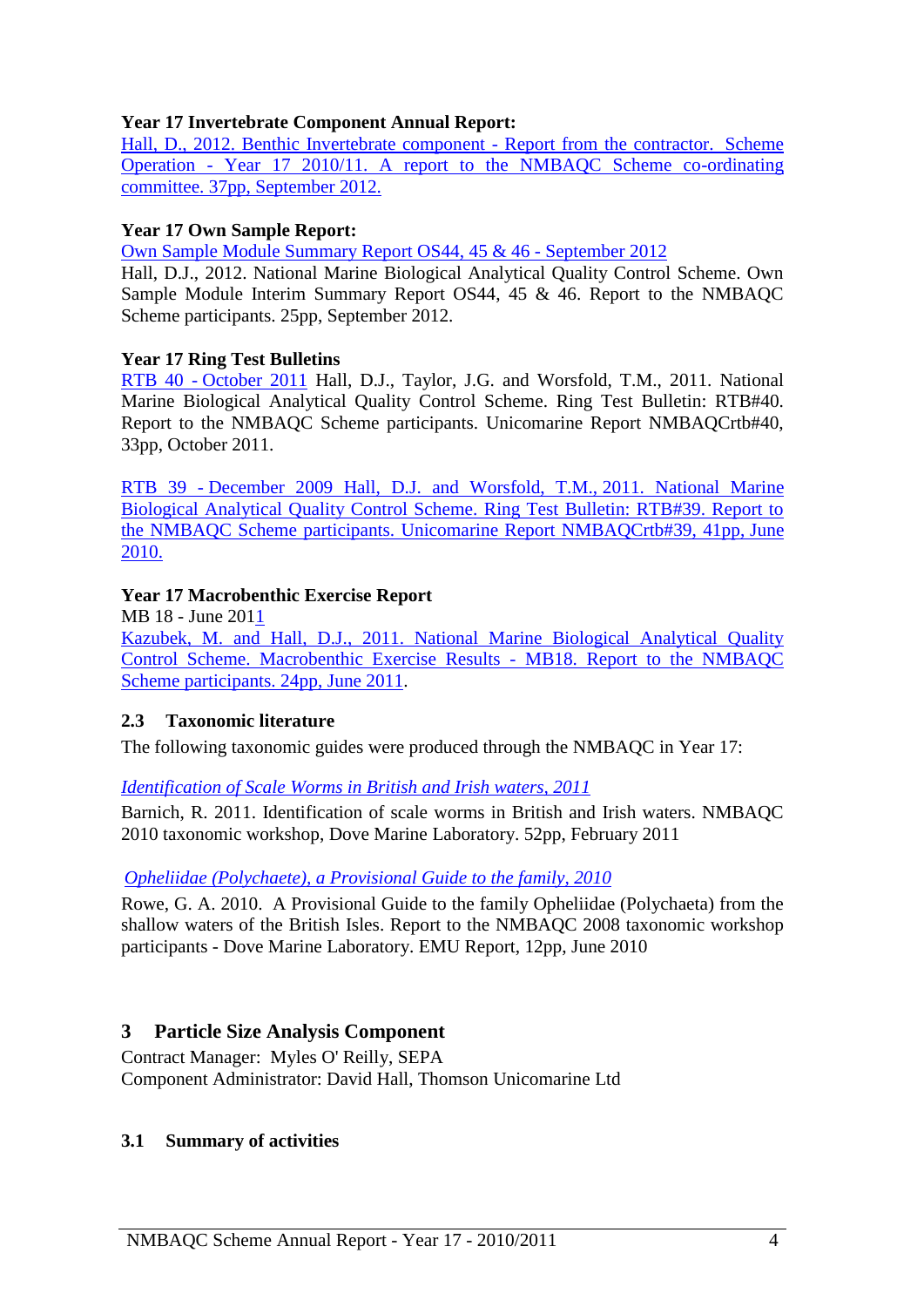**Year 17 Invertebrate Component Annual Report:**
Hall, D., 2012. Benthic Invertebrate component - Report from the contractor. Scheme Operation - Year 17 2010/11. A report to the NMBAQC Scheme co-ordinating committee. 37pp, September 2012.

**Year 17 Own Sample Report:**
Own Sample Module Summary Report OS44, 45 & 46 - September 2012
Hall, D.J., 2012. National Marine Biological Analytical Quality Control Scheme. Own Sample Module Interim Summary Report OS44, 45 & 46. Report to the NMBAQC Scheme participants. 25pp, September 2012.

**Year 17 Ring Test Bulletins**
RTB 40 - October 2011 Hall, D.J., Taylor, J.G. and Worsfold, T.M., 2011. National Marine Biological Analytical Quality Control Scheme. Ring Test Bulletin: RTB#40. Report to the NMBAQC Scheme participants. Unicomarine Report NMBAQCrtb#40, 33pp, October 2011.

RTB 39 - December 2009 Hall, D.J. and Worsfold, T.M., 2011. National Marine Biological Analytical Quality Control Scheme. Ring Test Bulletin: RTB#39. Report to the NMBAQC Scheme participants. Unicomarine Report NMBAQCrtb#39, 41pp, June 2010.

**Year 17 Macrobenthic Exercise Report**
MB 18 - June 2011
Kazubek, M. and Hall, D.J., 2011. National Marine Biological Analytical Quality Control Scheme. Macrobenthic Exercise Results - MB18. Report to the NMBAQC Scheme participants. 24pp, June 2011.

### 2.3 Taxonomic literature

The following taxonomic guides were produced through the NMBAQC in Year 17:

*Identification of Scale Worms in British and Irish waters, 2011*
Barnich, R. 2011. Identification of scale worms in British and Irish waters. NMBAQC 2010 taxonomic workshop, Dove Marine Laboratory. 52pp, February 2011

*Opheliidae (Polychaete), a Provisional Guide to the family, 2010*
Rowe, G. A. 2010. A Provisional Guide to the family Opheliidae (Polychaeta) from the shallow waters of the British Isles. Report to the NMBAQC 2008 taxonomic workshop participants - Dove Marine Laboratory. EMU Report, 12pp, June 2010

## 3 Particle Size Analysis Component

Contract Manager: Myles O' Reilly, SEPA
Component Administrator: David Hall, Thomson Unicomarine Ltd

### 3.1 Summary of activities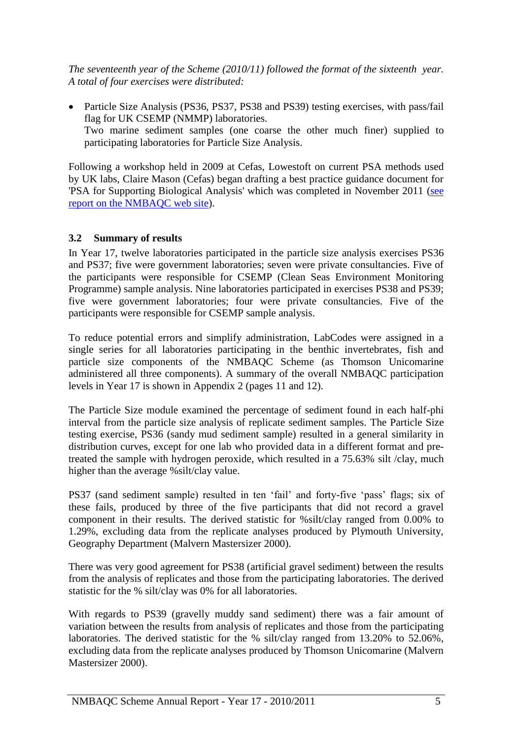*The seventeenth year of the Scheme (2010/11) followed the format of the sixteenth year. A total of four exercises were distributed:*

- Particle Size Analysis (PS36, PS37, PS38 and PS39) testing exercises, with pass/fail flag for UK CSEMP (NMMP) laboratories.
  Two marine sediment samples (one coarse the other much finer) supplied to participating laboratories for Particle Size Analysis.

Following a workshop held in 2009 at Cefas, Lowestoft on current PSA methods used by UK labs, Claire Mason (Cefas) began drafting a best practice guidance document for 'PSA for Supporting Biological Analysis' which was completed in November 2011 (see report on the NMBAQC web site).

### 3.2 Summary of results

In Year 17, twelve laboratories participated in the particle size analysis exercises PS36 and PS37; five were government laboratories; seven were private consultancies. Five of the participants were responsible for CSEMP (Clean Seas Environment Monitoring Programme) sample analysis. Nine laboratories participated in exercises PS38 and PS39; five were government laboratories; four were private consultancies. Five of the participants were responsible for CSEMP sample analysis.

To reduce potential errors and simplify administration, LabCodes were assigned in a single series for all laboratories participating in the benthic invertebrates, fish and particle size components of the NMBAQC Scheme (as Thomson Unicomarine administered all three components). A summary of the overall NMBAQC participation levels in Year 17 is shown in Appendix 2 (pages 11 and 12).

The Particle Size module examined the percentage of sediment found in each half-phi interval from the particle size analysis of replicate sediment samples. The Particle Size testing exercise, PS36 (sandy mud sediment sample) resulted in a general similarity in distribution curves, except for one lab who provided data in a different format and pre-treated the sample with hydrogen peroxide, which resulted in a 75.63% silt /clay, much higher than the average %silt/clay value.

PS37 (sand sediment sample) resulted in ten 'fail' and forty-five 'pass' flags; six of these fails, produced by three of the five participants that did not record a gravel component in their results. The derived statistic for %silt/clay ranged from 0.00% to 1.29%, excluding data from the replicate analyses produced by Plymouth University, Geography Department (Malvern Mastersizer 2000).

There was very good agreement for PS38 (artificial gravel sediment) between the results from the analysis of replicates and those from the participating laboratories. The derived statistic for the % silt/clay was 0% for all laboratories.

With regards to PS39 (gravelly muddy sand sediment) there was a fair amount of variation between the results from analysis of replicates and those from the participating laboratories. The derived statistic for the % silt/clay ranged from 13.20% to 52.06%, excluding data from the replicate analyses produced by Thomson Unicomarine (Malvern Mastersizer 2000).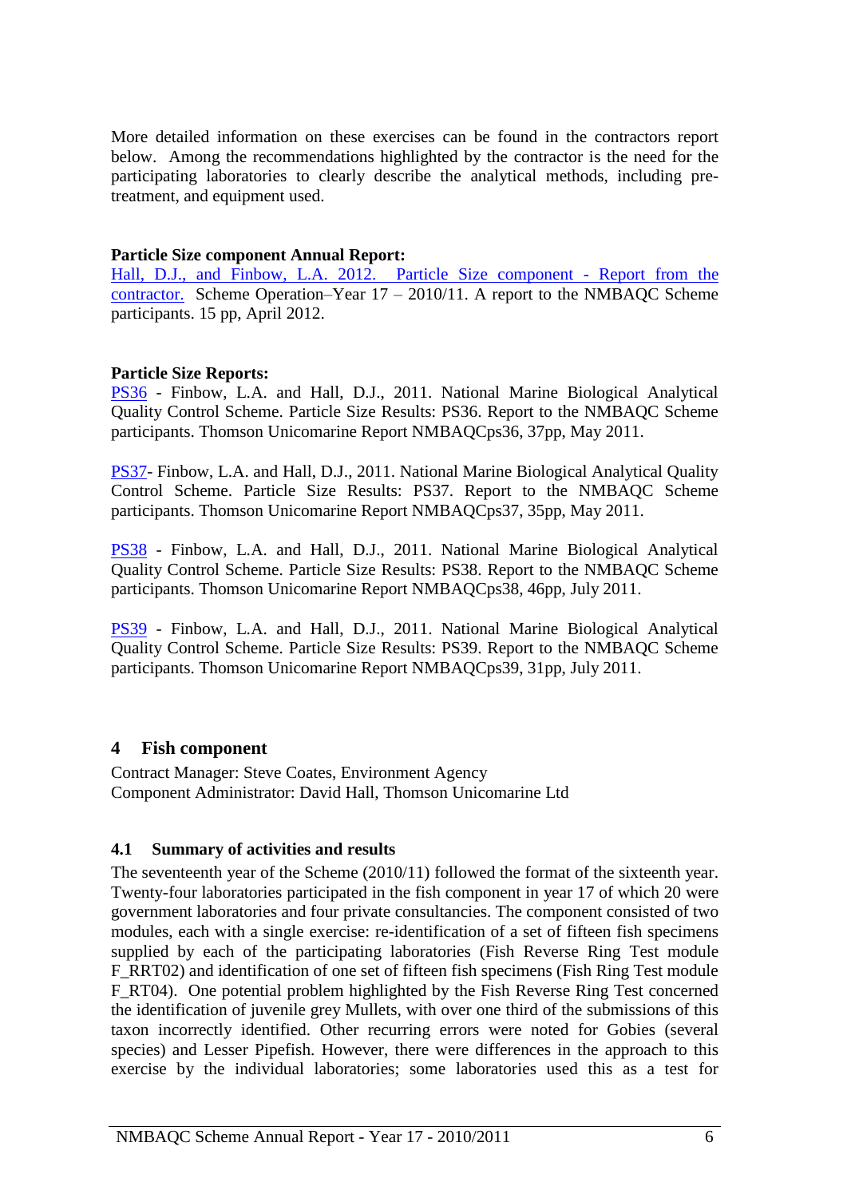More detailed information on these exercises can be found in the contractors report below. Among the recommendations highlighted by the contractor is the need for the participating laboratories to clearly describe the analytical methods, including pre-treatment, and equipment used.

**Particle Size component Annual Report:**
Hall, D.J., and Finbow, L.A. 2012. Particle Size component - Report from the contractor. Scheme Operation–Year 17 – 2010/11. A report to the NMBAQC Scheme participants. 15 pp, April 2012.

**Particle Size Reports:**
PS36 - Finbow, L.A. and Hall, D.J., 2011. National Marine Biological Analytical Quality Control Scheme. Particle Size Results: PS36. Report to the NMBAQC Scheme participants. Thomson Unicomarine Report NMBAQCps36, 37pp, May 2011.

PS37- Finbow, L.A. and Hall, D.J., 2011. National Marine Biological Analytical Quality Control Scheme. Particle Size Results: PS37. Report to the NMBAQC Scheme participants. Thomson Unicomarine Report NMBAQCps37, 35pp, May 2011.

PS38 - Finbow, L.A. and Hall, D.J., 2011. National Marine Biological Analytical Quality Control Scheme. Particle Size Results: PS38. Report to the NMBAQC Scheme participants. Thomson Unicomarine Report NMBAQCps38, 46pp, July 2011.

PS39 - Finbow, L.A. and Hall, D.J., 2011. National Marine Biological Analytical Quality Control Scheme. Particle Size Results: PS39. Report to the NMBAQC Scheme participants. Thomson Unicomarine Report NMBAQCps39, 31pp, July 2011.

## 4 Fish component

Contract Manager: Steve Coates, Environment Agency
Component Administrator: David Hall, Thomson Unicomarine Ltd

### 4.1 Summary of activities and results

The seventeenth year of the Scheme (2010/11) followed the format of the sixteenth year. Twenty-four laboratories participated in the fish component in year 17 of which 20 were government laboratories and four private consultancies. The component consisted of two modules, each with a single exercise: re-identification of a set of fifteen fish specimens supplied by each of the participating laboratories (Fish Reverse Ring Test module F_RRT02) and identification of one set of fifteen fish specimens (Fish Ring Test module F_RT04). One potential problem highlighted by the Fish Reverse Ring Test concerned the identification of juvenile grey Mullets, with over one third of the submissions of this taxon incorrectly identified. Other recurring errors were noted for Gobies (several species) and Lesser Pipefish. However, there were differences in the approach to this exercise by the individual laboratories; some laboratories used this as a test for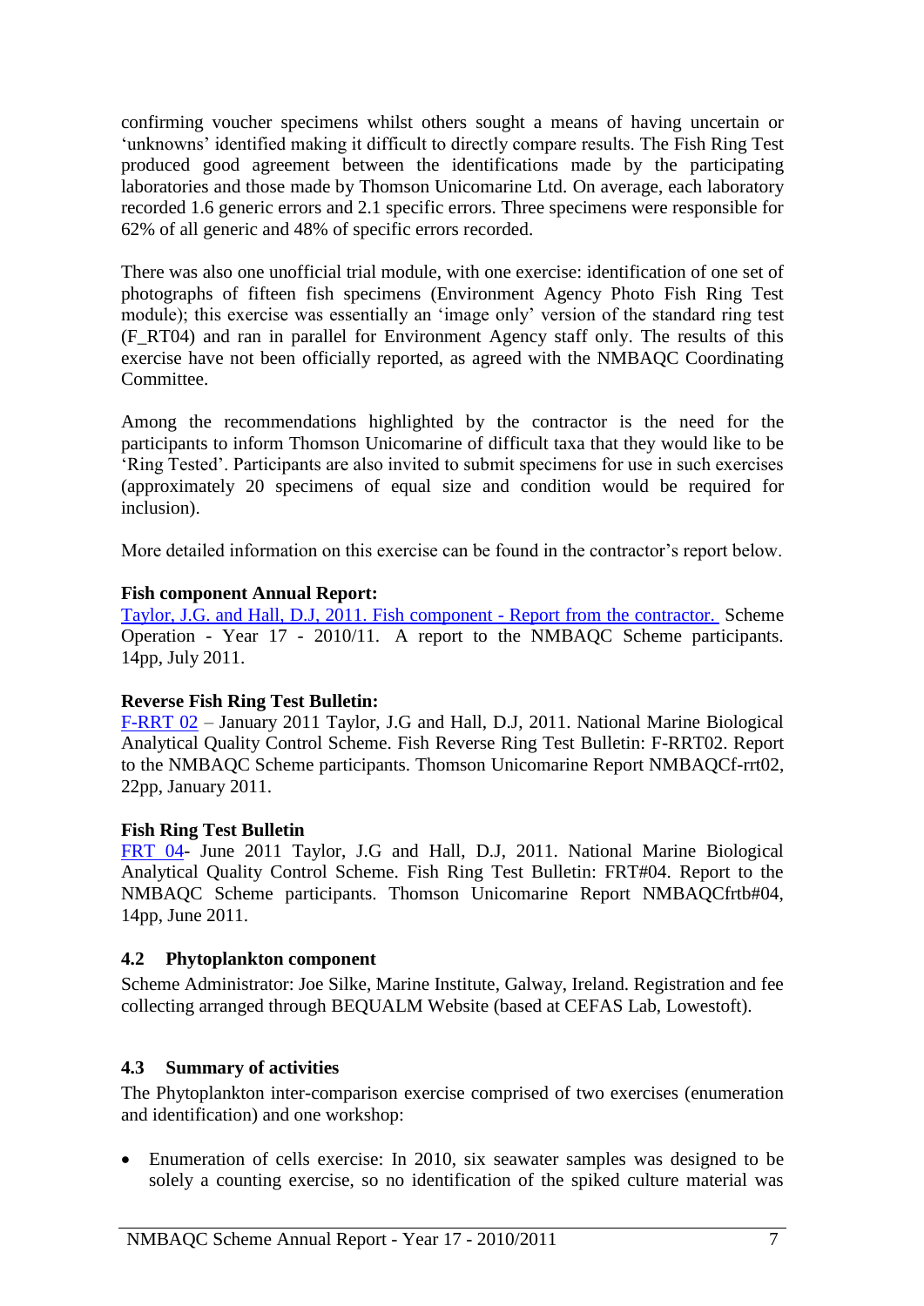confirming voucher specimens whilst others sought a means of having uncertain or 'unknowns' identified making it difficult to directly compare results. The Fish Ring Test produced good agreement between the identifications made by the participating laboratories and those made by Thomson Unicomarine Ltd. On average, each laboratory recorded 1.6 generic errors and 2.1 specific errors. Three specimens were responsible for 62% of all generic and 48% of specific errors recorded.

There was also one unofficial trial module, with one exercise: identification of one set of photographs of fifteen fish specimens (Environment Agency Photo Fish Ring Test module); this exercise was essentially an 'image only' version of the standard ring test (F_RT04) and ran in parallel for Environment Agency staff only. The results of this exercise have not been officially reported, as agreed with the NMBAQC Coordinating Committee.

Among the recommendations highlighted by the contractor is the need for the participants to inform Thomson Unicomarine of difficult taxa that they would like to be 'Ring Tested'. Participants are also invited to submit specimens for use in such exercises (approximately 20 specimens of equal size and condition would be required for inclusion).

More detailed information on this exercise can be found in the contractor's report below.

**Fish component Annual Report:**
Taylor, J.G. and Hall, D.J, 2011. Fish component - Report from the contractor. Scheme Operation - Year 17 - 2010/11. A report to the NMBAQC Scheme participants. 14pp, July 2011.

**Reverse Fish Ring Test Bulletin:**
F-RRT 02 – January 2011 Taylor, J.G and Hall, D.J, 2011. National Marine Biological Analytical Quality Control Scheme. Fish Reverse Ring Test Bulletin: F-RRT02. Report to the NMBAQC Scheme participants. Thomson Unicomarine Report NMBAQCf-rrt02, 22pp, January 2011.

**Fish Ring Test Bulletin**
FRT 04- June 2011 Taylor, J.G and Hall, D.J, 2011. National Marine Biological Analytical Quality Control Scheme. Fish Ring Test Bulletin: FRT#04. Report to the NMBAQC Scheme participants. Thomson Unicomarine Report NMBAQCfrtb#04, 14pp, June 2011.

### 4.2 Phytoplankton component

Scheme Administrator: Joe Silke, Marine Institute, Galway, Ireland. Registration and fee collecting arranged through BEQUALM Website (based at CEFAS Lab, Lowestoft).

### 4.3 Summary of activities

The Phytoplankton inter-comparison exercise comprised of two exercises (enumeration and identification) and one workshop:

- Enumeration of cells exercise: In 2010, six seawater samples was designed to be solely a counting exercise, so no identification of the spiked culture material was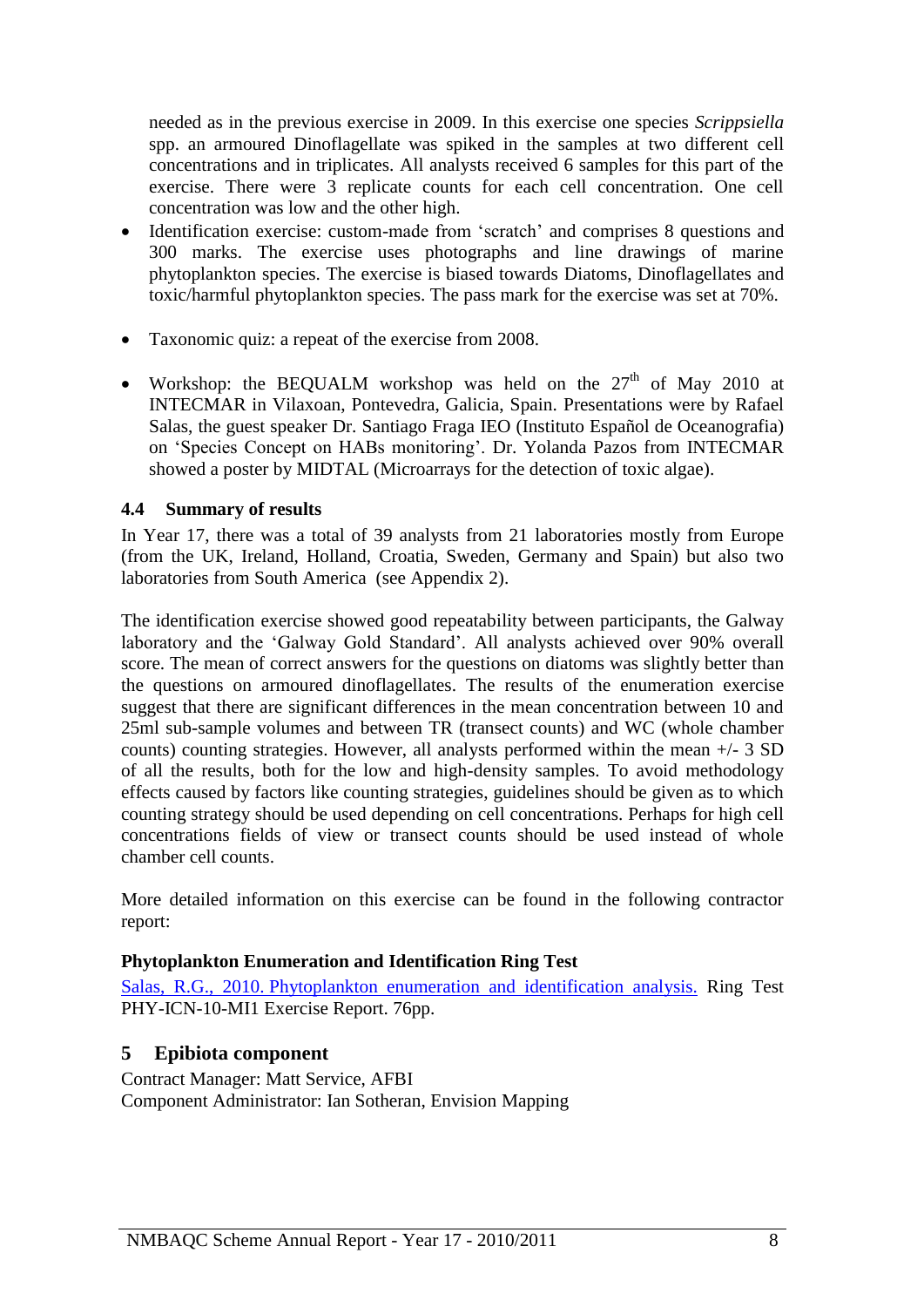needed as in the previous exercise in 2009. In this exercise one species *Scrippsiella* spp. an armoured Dinoflagellate was spiked in the samples at two different cell concentrations and in triplicates. All analysts received 6 samples for this part of the exercise. There were 3 replicate counts for each cell concentration. One cell concentration was low and the other high.

- Identification exercise: custom-made from 'scratch' and comprises 8 questions and 300 marks. The exercise uses photographs and line drawings of marine phytoplankton species. The exercise is biased towards Diatoms, Dinoflagellates and toxic/harmful phytoplankton species. The pass mark for the exercise was set at 70%.

- Taxonomic quiz: a repeat of the exercise from 2008.

- Workshop: the BEQUALM workshop was held on the 27th of May 2010 at INTECMAR in Vilaxoan, Pontevedra, Galicia, Spain. Presentations were by Rafael Salas, the guest speaker Dr. Santiago Fraga IEO (Instituto Español de Oceanografia) on 'Species Concept on HABs monitoring'. Dr. Yolanda Pazos from INTECMAR showed a poster by MIDTAL (Microarrays for the detection of toxic algae).

### 4.4 Summary of results

In Year 17, there was a total of 39 analysts from 21 laboratories mostly from Europe (from the UK, Ireland, Holland, Croatia, Sweden, Germany and Spain) but also two laboratories from South America (see Appendix 2).

The identification exercise showed good repeatability between participants, the Galway laboratory and the 'Galway Gold Standard'. All analysts achieved over 90% overall score. The mean of correct answers for the questions on diatoms was slightly better than the questions on armoured dinoflagellates. The results of the enumeration exercise suggest that there are significant differences in the mean concentration between 10 and 25ml sub-sample volumes and between TR (transect counts) and WC (whole chamber counts) counting strategies. However, all analysts performed within the mean +/- 3 SD of all the results, both for the low and high-density samples. To avoid methodology effects caused by factors like counting strategies, guidelines should be given as to which counting strategy should be used depending on cell concentrations. Perhaps for high cell concentrations fields of view or transect counts should be used instead of whole chamber cell counts.

More detailed information on this exercise can be found in the following contractor report:

**Phytoplankton Enumeration and Identification Ring Test**

Salas, R.G., 2010. Phytoplankton enumeration and identification analysis. Ring Test PHY-ICN-10-MI1 Exercise Report. 76pp.

## 5 Epibiota component

Contract Manager: Matt Service, AFBI
Component Administrator: Ian Sotheran, Envision Mapping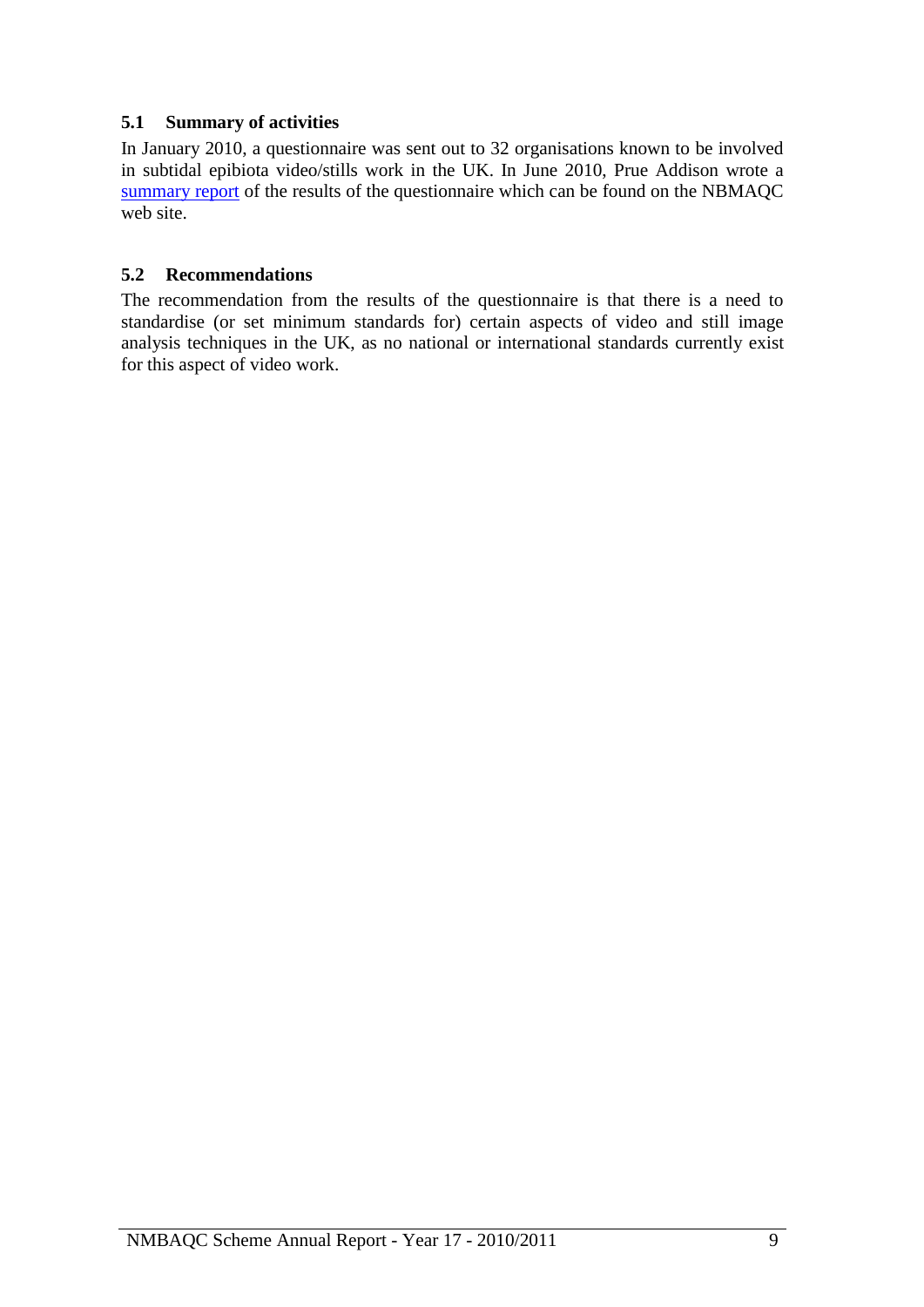### 5.1 Summary of activities

In January 2010, a questionnaire was sent out to 32 organisations known to be involved in subtidal epibiota video/stills work in the UK. In June 2010, Prue Addison wrote a summary report of the results of the questionnaire which can be found on the NBMAQC web site.

### 5.2 Recommendations

The recommendation from the results of the questionnaire is that there is a need to standardise (or set minimum standards for) certain aspects of video and still image analysis techniques in the UK, as no national or international standards currently exist for this aspect of video work.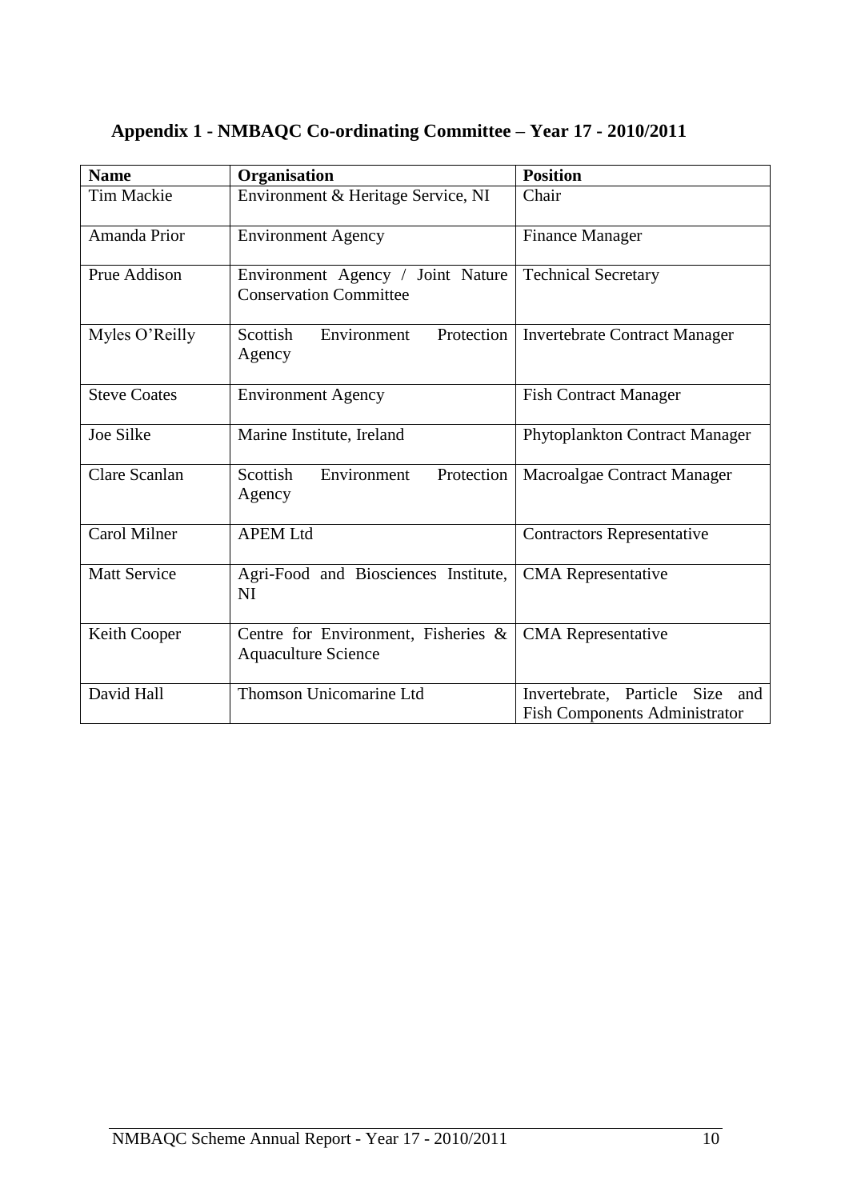## Appendix 1 - NMBAQC Co-ordinating Committee – Year 17 - 2010/2011

| Name | Organisation | Position |
|---|---|---|
| Tim Mackie | Environment & Heritage Service, NI | Chair |
| Amanda Prior | Environment Agency | Finance Manager |
| Prue Addison | Environment Agency / Joint Nature Conservation Committee | Technical Secretary |
| Myles O'Reilly | Scottish Environment Protection Agency | Invertebrate Contract Manager |
| Steve Coates | Environment Agency | Fish Contract Manager |
| Joe Silke | Marine Institute, Ireland | Phytoplankton Contract Manager |
| Clare Scanlan | Scottish Environment Protection Agency | Macroalgae Contract Manager |
| Carol Milner | APEM Ltd | Contractors Representative |
| Matt Service | Agri-Food and Biosciences Institute, NI | CMA Representative |
| Keith Cooper | Centre for Environment, Fisheries & Aquaculture Science | CMA Representative |
| David Hall | Thomson Unicomarine Ltd | Invertebrate, Particle Size and Fish Components Administrator |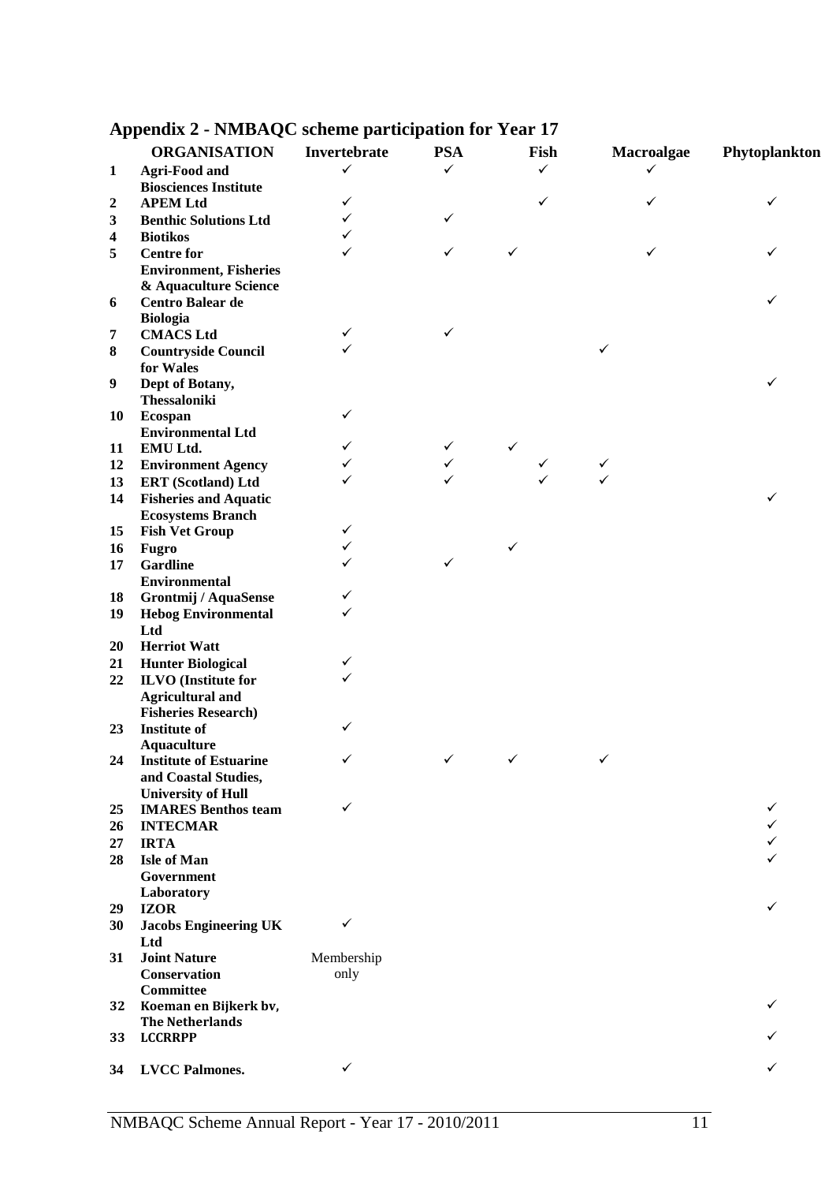# Appendix 2 - NMBAQC scheme participation for Year 17

| | ORGANISATION | Invertebrate | PSA | Fish | Macroalgae | Phytoplankton |
|---|---|---|---|---|---|---|
| 1 | Agri-Food and Biosciences Institute | ✓ | ✓ | ✓ | ✓ | |
| 2 | APEM Ltd | ✓ | | ✓ | ✓ | ✓ |
| 3 | Benthic Solutions Ltd | ✓ | ✓ | | | |
| 4 | Biotikos | ✓ | | | | |
| 5 | Centre for Environment, Fisheries & Aquaculture Science | ✓ | ✓ | ✓ | ✓ | ✓ |
| 6 | Centro Balear de Biologia | | | | | ✓ |
| 7 | CMACS Ltd | ✓ | ✓ | | | |
| 8 | Countryside Council for Wales | ✓ | | | ✓ | |
| 9 | Dept of Botany, Thessaloniki | | | | | ✓ |
| 10 | Ecospan Environmental Ltd | ✓ | | | | |
| 11 | EMU Ltd. | ✓ | ✓ | ✓ | | |
| 12 | Environment Agency | ✓ | ✓ | ✓ | ✓ | |
| 13 | ERT (Scotland) Ltd | ✓ | ✓ | ✓ | ✓ | |
| 14 | Fisheries and Aquatic Ecosystems Branch | | | | | ✓ |
| 15 | Fish Vet Group | ✓ | | | | |
| 16 | Fugro | ✓ | | ✓ | | |
| 17 | Gardline Environmental | ✓ | ✓ | | | |
| 18 | Grontmij / AquaSense | ✓ | | | | |
| 19 | Hebog Environmental Ltd | ✓ | | | | |
| 20 | Herriot Watt | | | | | |
| 21 | Hunter Biological | ✓ | | | | |
| 22 | ILVO (Institute for Agricultural and Fisheries Research) | ✓ | | | | |
| 23 | Institute of Aquaculture | ✓ | | | | |
| 24 | Institute of Estuarine and Coastal Studies, University of Hull | ✓ | ✓ | ✓ | ✓ | |
| 25 | IMARES Benthos team | ✓ | | | | ✓ |
| 26 | INTECMAR | | | | | ✓ |
| 27 | IRTA | | | | | ✓ |
| 28 | Isle of Man Government Laboratory | | | | | ✓ |
| 29 | IZOR | | | | | ✓ |
| 30 | Jacobs Engineering UK Ltd | ✓ | | | | |
| 31 | Joint Nature Conservation Committee | Membership only | | | | |
| 32 | Koeman en Bijkerk bv, The Netherlands | | | | | ✓ |
| 33 | LCCRRPP | | | | | ✓ |
| 34 | LVCC Palmones. | ✓ | | | | ✓ |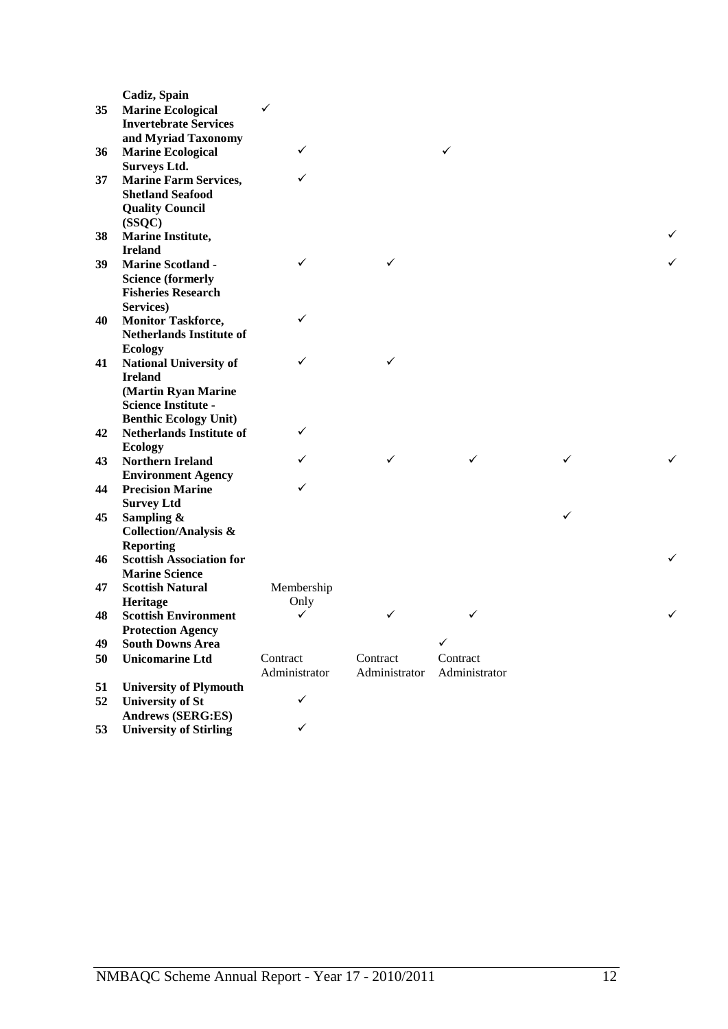| | | | | | | |
|---|---|---|---|---|---|---|
| | Cadiz, Spain | | | | | |
| 35 | Marine Ecological Invertebrate Services and Myriad Taxonomy | ✓ | | | | |
| 36 | Marine Ecological Surveys Ltd. | ✓ | | ✓ | | |
| 37 | Marine Farm Services, Shetland Seafood Quality Council (SSQC) | ✓ | | | | |
| 38 | Marine Institute, Ireland | | | | | ✓ |
| 39 | Marine Scotland - Science (formerly Fisheries Research Services) | ✓ | ✓ | | | ✓ |
| 40 | Monitor Taskforce, Netherlands Institute of Ecology | ✓ | | | | |
| 41 | National University of Ireland (Martin Ryan Marine Science Institute - Benthic Ecology Unit) | ✓ | ✓ | | | |
| 42 | Netherlands Institute of Ecology | ✓ | | | | |
| 43 | Northern Ireland Environment Agency | ✓ | ✓ | ✓ | ✓ | ✓ |
| 44 | Precision Marine Survey Ltd | ✓ | | | | |
| 45 | Sampling & Collection/Analysis & Reporting | | | | ✓ | |
| 46 | Scottish Association for Marine Science | | | | | ✓ |
| 47 | Scottish Natural Heritage | Membership Only | | | | |
| 48 | Scottish Environment Protection Agency | ✓ | ✓ | ✓ | | ✓ |
| 49 | South Downs Area | | | ✓ | | |
| 50 | Unicomarine Ltd | Contract Administrator | Contract Administrator | Contract Administrator | | |
| 51 | University of Plymouth | | | | | |
| 52 | University of St Andrews (SERG:ES) | ✓ | | | | |
| 53 | University of Stirling | ✓ | | | | |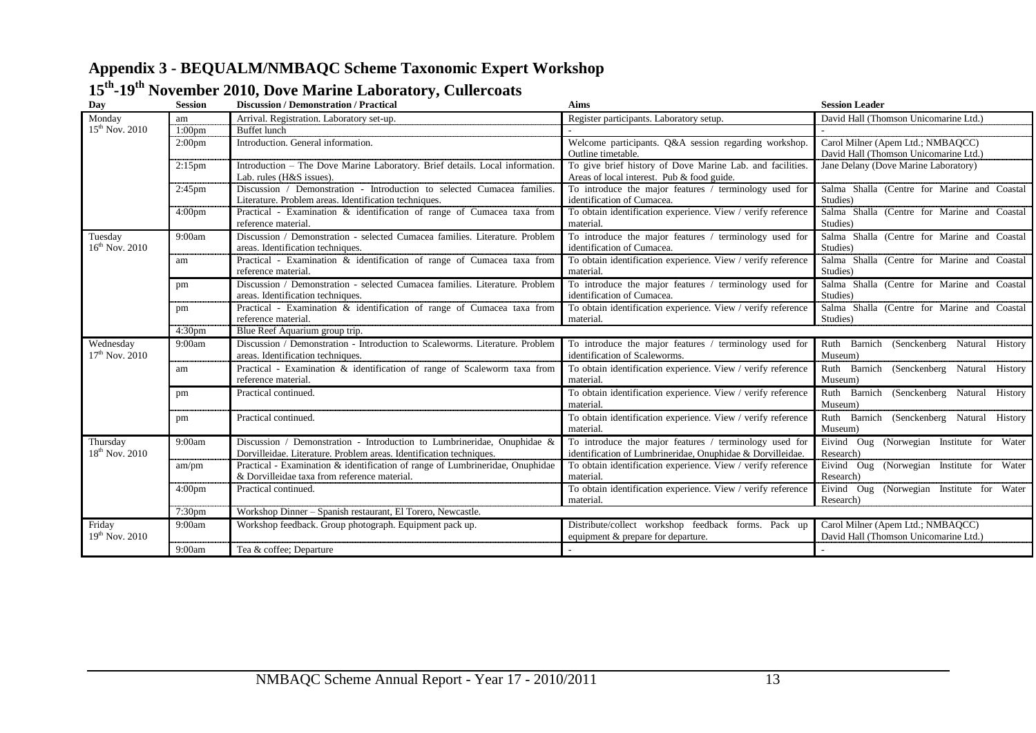# Appendix 3 - BEQUALM/NMBAQC Scheme Taxonomic Expert Workshop

## 15th-19th November 2010, Dove Marine Laboratory, Cullercoats

| Day | Session | Discussion / Demonstration / Practical | Aims | Session Leader |
|---|---|---|---|---|
| Monday 15th Nov. 2010 | am | Arrival. Registration. Laboratory set-up. | Register participants. Laboratory setup. | David Hall (Thomson Unicomarine Ltd.) |
| | 1:00pm | Buffet lunch | - | - |
| | 2:00pm | Introduction. General information. | Welcome participants. Q&A session regarding workshop. Outline timetable. | Carol Milner (Apem Ltd.; NMBAQCC) David Hall (Thomson Unicomarine Ltd.) |
| | 2:15pm | Introduction – The Dove Marine Laboratory. Brief details. Local information. Lab. rules (H&S issues). | To give brief history of Dove Marine Lab. and facilities. Areas of local interest. Pub & food guide. | Jane Delany (Dove Marine Laboratory) |
| | 2:45pm | Discussion / Demonstration - Introduction to selected Cumacea families. Literature. Problem areas. Identification techniques. | To introduce the major features / terminology used for identification of Cumacea. | Salma Shalla (Centre for Marine and Coastal Studies) |
| | 4:00pm | Practical - Examination & identification of range of Cumacea taxa from reference material. | To obtain identification experience. View / verify reference material. | Salma Shalla (Centre for Marine and Coastal Studies) |
| Tuesday 16th Nov. 2010 | 9:00am | Discussion / Demonstration - selected Cumacea families. Literature. Problem areas. Identification techniques. | To introduce the major features / terminology used for identification of Cumacea. | Salma Shalla (Centre for Marine and Coastal Studies) |
| | am | Practical - Examination & identification of range of Cumacea taxa from reference material. | To obtain identification experience. View / verify reference material. | Salma Shalla (Centre for Marine and Coastal Studies) |
| | pm | Discussion / Demonstration - selected Cumacea families. Literature. Problem areas. Identification techniques. | To introduce the major features / terminology used for identification of Cumacea. | Salma Shalla (Centre for Marine and Coastal Studies) |
| | pm | Practical - Examination & identification of range of Cumacea taxa from reference material. | To obtain identification experience. View / verify reference material. | Salma Shalla (Centre for Marine and Coastal Studies) |
| | 4:30pm | Blue Reef Aquarium group trip. | | |
| Wednesday 17th Nov. 2010 | 9:00am | Discussion / Demonstration - Introduction to Scaleworms. Literature. Problem areas. Identification techniques. | To introduce the major features / terminology used for identification of Scaleworms. | Ruth Barnich (Senckenberg Natural History Museum) |
| | am | Practical - Examination & identification of range of Scaleworm taxa from reference material. | To obtain identification experience. View / verify reference material. | Ruth Barnich (Senckenberg Natural History Museum) |
| | pm | Practical continued. | To obtain identification experience. View / verify reference material. | Ruth Barnich (Senckenberg Natural History Museum) |
| | pm | Practical continued. | To obtain identification experience. View / verify reference material. | Ruth Barnich (Senckenberg Natural History Museum) |
| Thursday 18th Nov. 2010 | 9:00am | Discussion / Demonstration - Introduction to Lumbrineridae, Onuphidae & Dorvilleidae. Literature. Problem areas. Identification techniques. | To introduce the major features / terminology used for identification of Lumbrineridae, Onuphidae & Dorvilleidae. | Eivind Oug (Norwegian Institute for Water Research) |
| | am/pm | Practical - Examination & identification of range of Lumbrineridae, Onuphidae & Dorvilleidae taxa from reference material. | To obtain identification experience. View / verify reference material. | Eivind Oug (Norwegian Institute for Water Research) |
| | 4:00pm | Practical continued. | To obtain identification experience. View / verify reference material. | Eivind Oug (Norwegian Institute for Water Research) |
| | 7:30pm | Workshop Dinner – Spanish restaurant, El Torero, Newcastle. | | |
| Friday 19th Nov. 2010 | 9:00am | Workshop feedback. Group photograph. Equipment pack up. | Distribute/collect workshop feedback forms. Pack up equipment & prepare for departure. | Carol Milner (Apem Ltd.; NMBAQCC) David Hall (Thomson Unicomarine Ltd.) |
| | 9:00am | Tea & coffee; Departure | - | - |